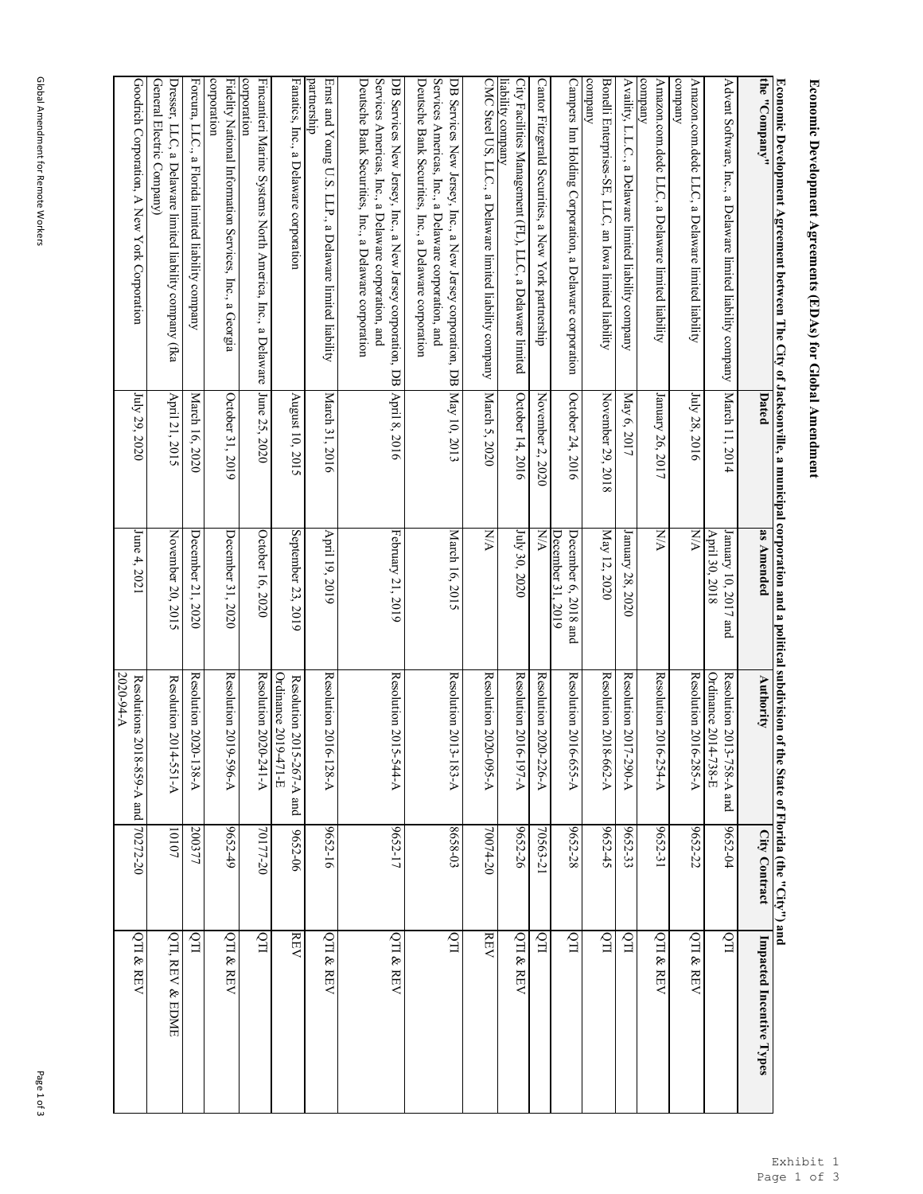# Economic Development Agreements (EDAs) for Global Amendment

**Economic Development Agreement between The City of Jacksonville, a municipal corporation and a political subdivision of the State of Florida (the "City") and the "Company"**

| the "Company" | Dated | as Amended | Authority | City Contract | Impacted Incentive Types |
|---|---|---|---|---|---|
| Advent Software, Inc., a Delaware limited liability company | March 11, 2014 | January 10, 2017 and April 30, 2018 | Resolution 2013-758-A and Ordinance 2014-738-E | 9652-04 | QTI |
| Amazon.com.dedc LLC, a Delaware limited liability company | July 28, 2016 | N/A | Resolution 2016-285-A | 9652-22 | QTI & REV |
| Amazon.com.dedc LLC, a Delaware limited liability company | January 26, 2017 | N/A | Resolution 2016-254-A | 9652-31 | QTI & REV |
| Availity, L.L.C., a Delaware limited liability company | May 6, 2017 | January 28, 2020 | Resolution 2017-290-A | 9652-33 | QTI |
| Bonelli Enterprises-SE, LLC, an Iowa limited liability company | November 29, 2018 | May 12, 2020 | Resolution 2018-662-A | 9652-45 | QTI |
| Campers Inn Holding Corporation, a Delaware corporation | October 24, 2016 | December 6, 2018 and December 31, 2019 | Resolution 2016-655-A | 9652-28 | QTI |
| Cantor Fitzgerald Securities, a New York partnership | November 2, 2020 | N/A | Resolution 2020-226-A | 70563-21 | QTI |
| City Facilities Management (FL), LLC, a Delaware limited liability company | October 14, 2016 | July 30, 2020 | Resolution 2016-197-A | 9652-26 | QTI & REV |
| CMC Steel US, LLC., a Delaware limited liability company | March 5, 2020 | N/A | Resolution 2020-095-A | 70074-20 | REV |
| DB Services New Jersey, Inc., a New Jersey corporation, DB Services Americas, Inc., a Delaware corporation, and Deutsche Bank Securities, Inc., a Delaware corporation | May 10, 2013 | March 16, 2015 | Resolution 2013-183-A | 8658-03 | QTI |
| DB Services New Jersey, Inc., a New Jersey corporation, DB Services Americas, Inc., a Delaware corporation, and Deutsche Bank Securities, Inc., a Delaware corporation | April 8, 2016 | February 21, 2019 | Resolution 2015-544-A | 9652-17 | QTI & REV |
| Ernst and Young U.S. LLP., a Delaware limited liability partnership | March 31, 2016 | April 19, 2019 | Resolution 2016-128-A | 9652-16 | QTI & REV |
| Fanatics, Inc., a Delaware corporation | August 10, 2015 | September 23, 2019 | Resolution 2015-267-A and Ordinance 2019-471-E | 9652-06 | REV |
| Fincantieri Marine Systems North America, Inc., a Delaware corporation | June 25, 2020 | October 16, 2020 | Resolution 2020-241-A | 70177-20 | QTI |
| Fidelity National Information Services, Inc., a Georgia corporation | October 31, 2019 | December 31, 2020 | Resolution 2019-596-A | 9652-49 | QTI & REV |
| Forcura, LLC., a Florida limited liability company | March 16, 2020 | December 21, 2020 | Resolution 2020-138-A | 200377 | QTI |
| Dresser, LLC, a Delaware limited liability company (fka General Electric Company) | April 21, 2015 | November 20, 2015 | Resolution 2014-551-A | 10107 | QTI, REV & EDME |
| Goodrich Corporation, A New York Corporation | July 29, 2020 | June 4, 2021 | Resolutions 2018-859-A and 2020-94-A | 70272-20 | QTI & REV |

Exhibit 1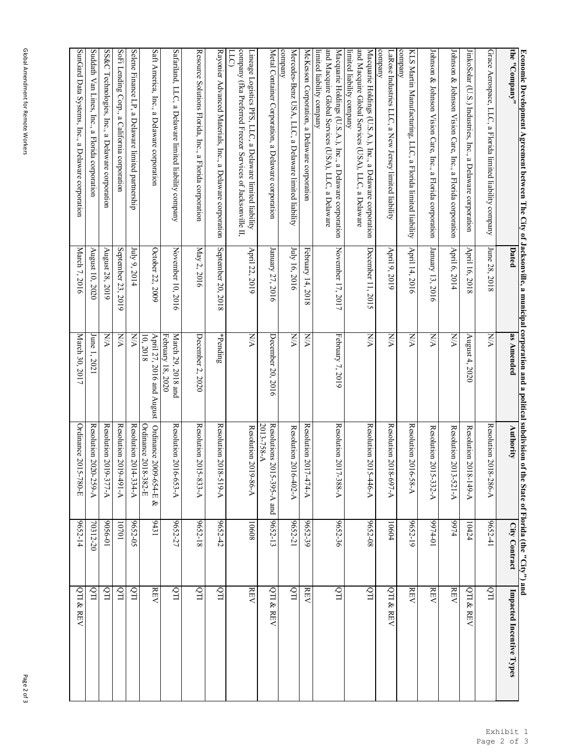**Economic Development Agreement between The City of Jacksonville, a municipal corporation and a political subdivision of the State of Florida (the "City") and the "Company"**

| the "Company" | Dated | as Amended | Authority | City Contract | Impacted Incentive Types |
|---|---|---|---|---|---|
| Grace Aerospace, LLC, a Florida limited liability company | June 28, 2018 | N/A | Resolution 2018-286-A | 9652-41 | QTI |
| JinkoSolar (U.S.) Industries, Inc., a Delaware corporation | April 16, 2018 | August 4, 2020 | Resolution 2018-149-A | 10424 | QTI & REV |
| Johnson & Johnson Vision Care, Inc., a Florida corporation | April 6, 2014 | N/A | Resolution 2013-521-A | 9974 | REV |
| Johnson & Johnson Vision Care, Inc., a Florida corporation | January 13, 2016 | N/A | Resolution 2015-332-A | 9974-01 | REV |
| KLS Martin Manufacturing, LLC, a Florida limited liability company | April 14, 2016 | N/A | Resolution 2016-58-A | 9652-19 | REV |
| LaRose Industries LLC, a New Jersey limited liability company | April 9, 2019 | N/A | Resolution 2018-697-A | 10604 | QTI & REV |
| Macquarie Holdings (U.S.A.), Inc., a Delaware corporation and Macquire Global Services (USA), LLC, a Delaware limited liability company | December 11, 2015 | N/A | Resolution 2015-446-A | 9652-08 | QTI |
| Macquarie Holdings (U.S.A.), Inc., a Delaware corporation and Macquire Global Services (USA), LLC, a Delaware limited liability company | November 17, 2017 | February 7, 2019 | Resolution 2017-388-A | 9652-36 | QTI |
| McKesson Corporation, a Delaware corporation | February 14, 2018 | N/A | Resolution 2017-474-A | 9652-39 | REV |
| Mercedes-Benz USA, LLC, a Delaware limited liability company | July 16, 2016 | N/A | Resolution 2016-402-A | 9652-21 | QTI |
| Metal Container Corporation, a Delaware corporation | January 27, 2016 | December 20, 2016 | Resolutions 2015-395-A and 2013-758-A | 9652-13 | QTI & REV |
| Lineage Logistics PFS, LLC, a Delaware limited liability company (fka Preferred Freezer Services of Jacksonville II, LLC) | April 22, 2019 | N/A | Resolution 2019-86-A | 10608 | REV |
| Rayonier Advanced Materials, Inc., a Delaware corporation | September 20, 2018 | *Pending | Resolution 2018-519-A | 9652-42 | QTI |
| Resource Solutions Florida, Inc., a Florida corporation | May 2, 2016 | December 2, 2020 | Resolution 2015-833-A | 9652-18 | QTI |
| Safariland, LLC, a Delaware limited liability company | November 10, 2016 | March 29, 2018 and February 18, 2020 | Resolution 2016-653-A | 9652-27 | QTI |
| Saft America, Inc., a Delaware corporation | October 22, 2009 | April 27, 2016 and August 10, 2018 | Ordinance 2009-654-E & Ordinance 2018-382-E | 9431 | REV |
| Selene Finance LP, a Delaware limited partnership | July 9, 2014 | N/A | Resolution 2014-334-A | 9652-05 | QTI |
| SoFi Lending Corp., a California corporation | September 23, 2019 | N/A | Resolution 2019-491-A | 10701 | QTI |
| SS&C Technologies, Inc., a Delaware corporation | August 28, 2019 | N/A | Resolution 2019-377-A | 9056-01 | QTI |
| Suddath Van Lines, Inc., a Florida corporation | August 10, 2020 | June 1, 2021 | Resolution 2020-259-A | 70312-20 | QTI |
| SunGard Data Systems, Inc., a Delaware corporation | March 7, 2016 | March 30, 2017 | Ordinance 2015-780-E | 9652-14 | QTI & REV |

Global Amendment for Remote Workers

Exhibit 1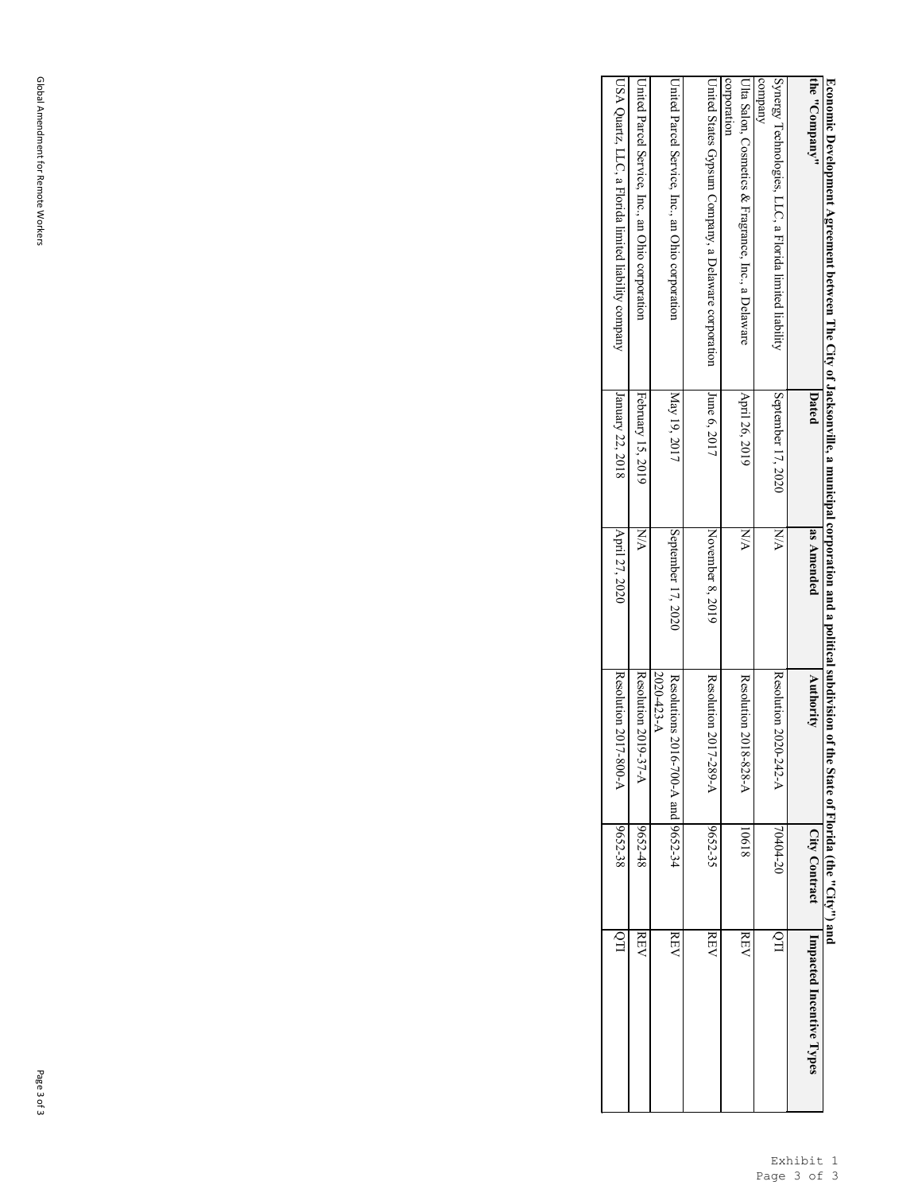**Economic Development Agreement between The City of Jacksonville, a municipal corporation and a political subdivision of the State of Florida (the "City") and**

| the "Company" | Dated | as Amended | Authority | City Contract | Impacted Incentive Types |
|---|---|---|---|---|---|
| Synergy Technologies, LLC, a Florida limited liability company | September 17, 2020 | N/A | Resolution 2020-242-A | 70404-20 | QTI |
| Ulta Salon, Cosmetics & Fragrance, Inc., a Delaware corporation | April 26, 2019 | N/A | Resolution 2018-828-A | 10618 | REV |
| United States Gypsum Company, a Delaware corporation | June 6, 2017 | November 8, 2019 | Resolution 2017-289-A | 9652-35 | REV |
| United Parcel Service, Inc., an Ohio corporation | May 19, 2017 | September 17, 2020 | Resolutions 2016-700-A and 2020-423-A | 9652-34 | REV |
| United Parcel Service, Inc., an Ohio corporation | February 15, 2019 | N/A | Resolution 2019-37-A | 9652-48 | REV |
| USA Quartz, LLC, a Florida limited liability company | January 22, 2018 | April 27, 2020 | Resolution 2017-800-A | 9652-38 | QTI |